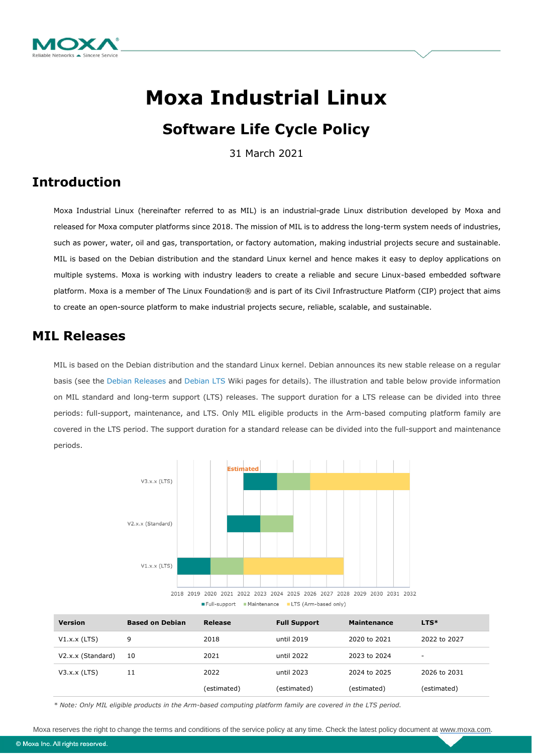# Moxa Industrial Linux

## Software Life Cycle Policy

31 March 2021

## Introduction

Moxa Industrial Linux (hereinafter referred to as MIL) is an industrial-grade Linux distribution developed by Moxa and released for Moxa computer platforms since 2018. The mission of MIL is to address the long-term system needs of industries, such as power, water, oil and gas, transportation, or factory automation, making industrial projects secure and sustainable. MIL is based on the Debian distribution and the standard Linux kernel and hence makes it easy to deploy applications on multiple systems. Moxa is working with industry leaders to create a reliable and secure Linux-based embedded software platform. Moxa is a member of The Linux Foundation® and is part of its Civil Infrastructure Platform (CIP) project that aims to create an open-source platform to make industrial projects secure, reliable, scalable, and sustainable.

## MIL Releases

MIL is based on the Debian distribution and the standard Linux kernel. Debian announces its new stable release on a regular basis (see the Debian Releases and Debian LTS Wiki pages for details). The illustration and table below provide information on MIL standard and long-term support (LTS) releases. The support duration for a LTS release can be divided into three periods: full-support, maintenance, and LTS. Only MIL eligible products in the Arm-based computing platform family are covered in the LTS period. The support duration for a standard release can be divided into the full-support and maintenance periods.

| Version | Based on Debian | Release | Full Support | Maintenance | LTS* |
|---|---|---|---|---|---|
| V1.x.x (LTS) | 9 | 2018 | until 2019 | 2020 to 2021 | 2022 to 2027 |
| V2.x.x (Standard) | 10 | 2021 | until 2022 | 2023 to 2024 | - |
| V3.x.x (LTS) | 11 | 2022 (estimated) | until 2023 (estimated) | 2024 to 2025 (estimated) | 2026 to 2031 (estimated) |

*\* Note: Only MIL eligible products in the Arm-based computing platform family are covered in the LTS period.*

Moxa reserves the right to change the terms and conditions of the service policy at any time. Check the latest policy document at www.moxa.com.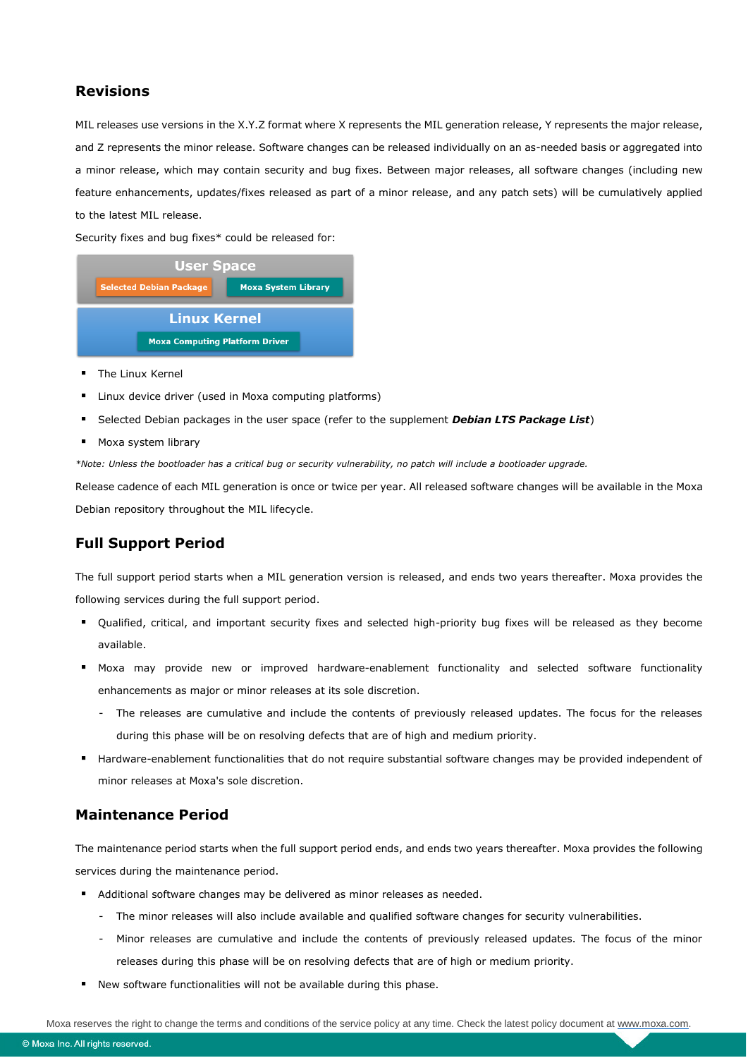## Revisions

MIL releases use versions in the X.Y.Z format where X represents the MIL generation release, Y represents the major release, and Z represents the minor release. Software changes can be released individually on an as-needed basis or aggregated into a minor release, which may contain security and bug fixes. Between major releases, all software changes (including new feature enhancements, updates/fixes released as part of a minor release, and any patch sets) will be cumulatively applied to the latest MIL release.

Security fixes and bug fixes* could be released for:

User Space

Selected Debian Package | Moxa System Library

Linux Kernel

Moxa Computing Platform Driver

- The Linux Kernel
- Linux device driver (used in Moxa computing platforms)
- Selected Debian packages in the user space (refer to the supplement ***Debian LTS Package List***)
- Moxa system library

*\*Note: Unless the bootloader has a critical bug or security vulnerability, no patch will include a bootloader upgrade.*

Release cadence of each MIL generation is once or twice per year. All released software changes will be available in the Moxa Debian repository throughout the MIL lifecycle.

## Full Support Period

The full support period starts when a MIL generation version is released, and ends two years thereafter. Moxa provides the following services during the full support period.

- Qualified, critical, and important security fixes and selected high-priority bug fixes will be released as they become available.
- Moxa may provide new or improved hardware-enablement functionality and selected software functionality enhancements as major or minor releases at its sole discretion.
  - The releases are cumulative and include the contents of previously released updates. The focus for the releases during this phase will be on resolving defects that are of high and medium priority.
- Hardware-enablement functionalities that do not require substantial software changes may be provided independent of minor releases at Moxa's sole discretion.

## Maintenance Period

The maintenance period starts when the full support period ends, and ends two years thereafter. Moxa provides the following services during the maintenance period.

- Additional software changes may be delivered as minor releases as needed.
  - The minor releases will also include available and qualified software changes for security vulnerabilities.
  - Minor releases are cumulative and include the contents of previously released updates. The focus of the minor releases during this phase will be on resolving defects that are of high or medium priority.
- New software functionalities will not be available during this phase.

Moxa reserves the right to change the terms and conditions of the service policy at any time. Check the latest policy document at www.moxa.com.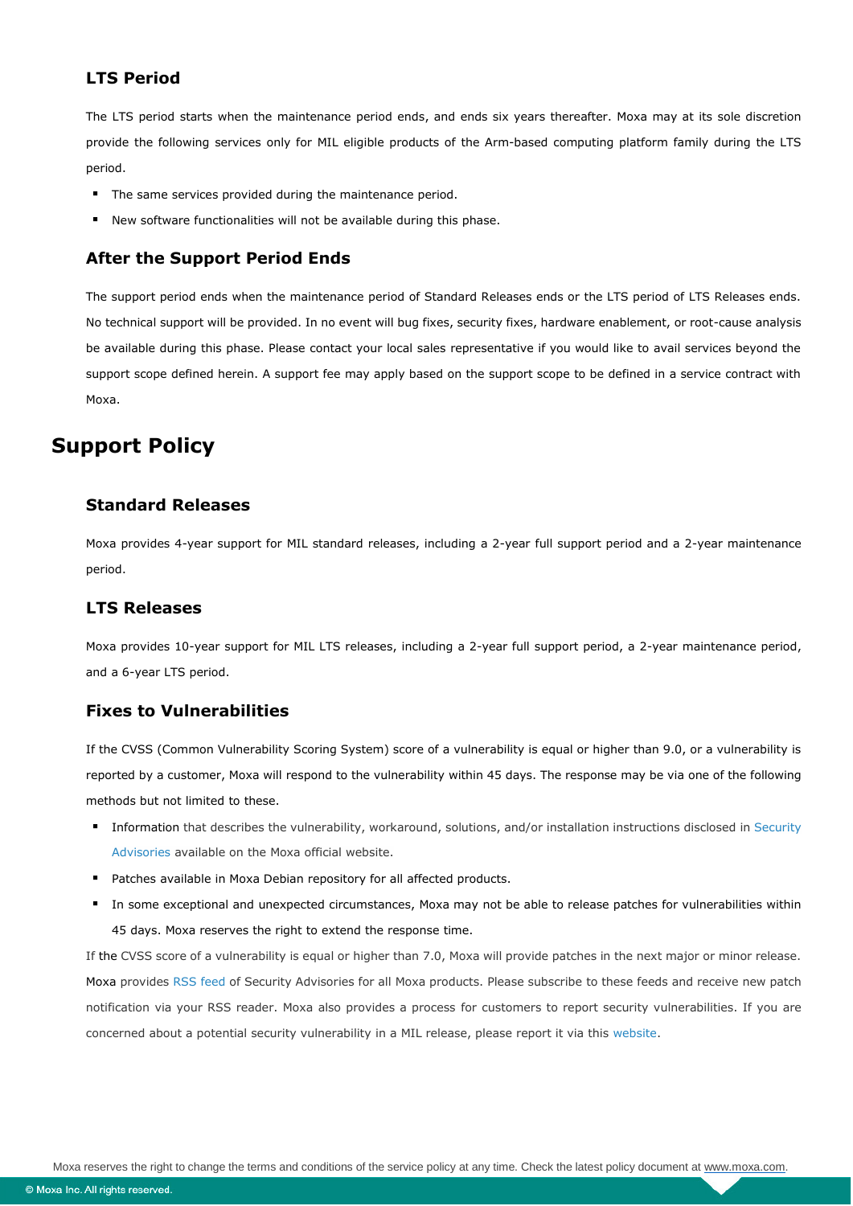### LTS Period

The LTS period starts when the maintenance period ends, and ends six years thereafter. Moxa may at its sole discretion provide the following services only for MIL eligible products of the Arm-based computing platform family during the LTS period.

- The same services provided during the maintenance period.
- New software functionalities will not be available during this phase.

### After the Support Period Ends

The support period ends when the maintenance period of Standard Releases ends or the LTS period of LTS Releases ends. No technical support will be provided. In no event will bug fixes, security fixes, hardware enablement, or root-cause analysis be available during this phase. Please contact your local sales representative if you would like to avail services beyond the support scope defined herein. A support fee may apply based on the support scope to be defined in a service contract with Moxa.

## Support Policy

### Standard Releases

Moxa provides 4-year support for MIL standard releases, including a 2-year full support period and a 2-year maintenance period.

### LTS Releases

Moxa provides 10-year support for MIL LTS releases, including a 2-year full support period, a 2-year maintenance period, and a 6-year LTS period.

### Fixes to Vulnerabilities

If the CVSS (Common Vulnerability Scoring System) score of a vulnerability is equal or higher than 9.0, or a vulnerability is reported by a customer, Moxa will respond to the vulnerability within 45 days. The response may be via one of the following methods but not limited to these.

- Information that describes the vulnerability, workaround, solutions, and/or installation instructions disclosed in Security Advisories available on the Moxa official website.
- Patches available in Moxa Debian repository for all affected products.
- In some exceptional and unexpected circumstances, Moxa may not be able to release patches for vulnerabilities within 45 days. Moxa reserves the right to extend the response time.

If the CVSS score of a vulnerability is equal or higher than 7.0, Moxa will provide patches in the next major or minor release. Moxa provides RSS feed of Security Advisories for all Moxa products. Please subscribe to these feeds and receive new patch notification via your RSS reader. Moxa also provides a process for customers to report security vulnerabilities. If you are concerned about a potential security vulnerability in a MIL release, please report it via this website.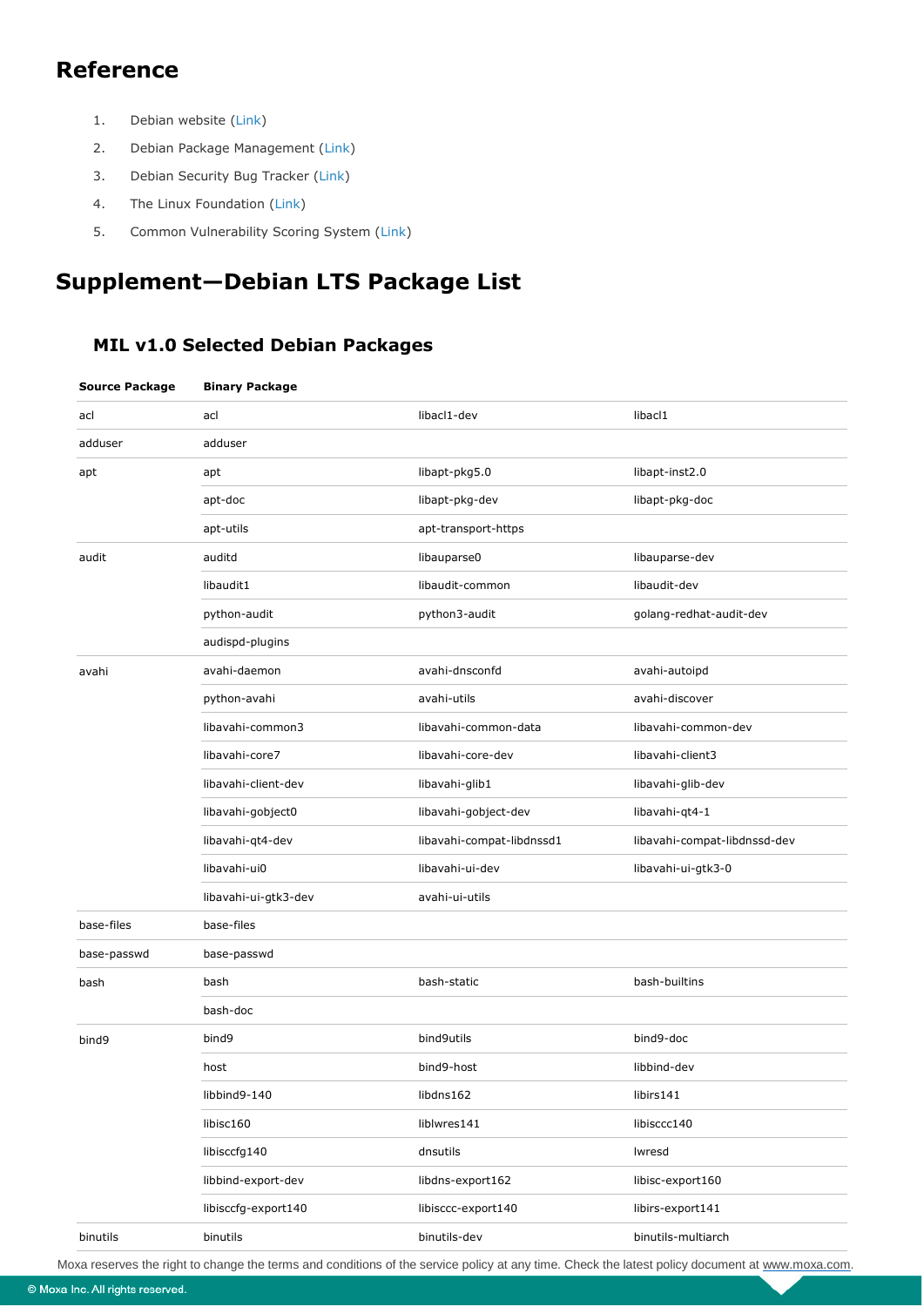## Reference

1. Debian website (Link)
2. Debian Package Management (Link)
3. Debian Security Bug Tracker (Link)
4. The Linux Foundation (Link)
5. Common Vulnerability Scoring System (Link)

# Supplement—Debian LTS Package List

## MIL v1.0 Selected Debian Packages

| Source Package | Binary Package | | |
|---|---|---|---|
| acl | acl | libacl1-dev | libacl1 |
| adduser | adduser | | |
| apt | apt | libapt-pkg5.0 | libapt-inst2.0 |
| | apt-doc | libapt-pkg-dev | libapt-pkg-doc |
| | apt-utils | apt-transport-https | |
| audit | auditd | libauparse0 | libauparse-dev |
| | libaudit1 | libaudit-common | libaudit-dev |
| | python-audit | python3-audit | golang-redhat-audit-dev |
| | audispd-plugins | | |
| avahi | avahi-daemon | avahi-dnsconfd | avahi-autoipd |
| | python-avahi | avahi-utils | avahi-discover |
| | libavahi-common3 | libavahi-common-data | libavahi-common-dev |
| | libavahi-core7 | libavahi-core-dev | libavahi-client3 |
| | libavahi-client-dev | libavahi-glib1 | libavahi-glib-dev |
| | libavahi-gobject0 | libavahi-gobject-dev | libavahi-qt4-1 |
| | libavahi-qt4-dev | libavahi-compat-libdnssd1 | libavahi-compat-libdnssd-dev |
| | libavahi-ui0 | libavahi-ui-dev | libavahi-ui-gtk3-0 |
| | libavahi-ui-gtk3-dev | avahi-ui-utils | |
| base-files | base-files | | |
| base-passwd | base-passwd | | |
| bash | bash | bash-static | bash-builtins |
| | bash-doc | | |
| bind9 | bind9 | bind9utils | bind9-doc |
| | host | bind9-host | libbind-dev |
| | libbind9-140 | libdns162 | libirs141 |
| | libisc160 | liblwres141 | libisccc140 |
| | libisccfg140 | dnsutils | lwresd |
| | libbind-export-dev | libdns-export162 | libisc-export160 |
| | libisccfg-export140 | libisccc-export140 | libirs-export141 |
| binutils | binutils | binutils-dev | binutils-multiarch |

Moxa reserves the right to change the terms and conditions of the service policy at any time. Check the latest policy document at www.moxa.com.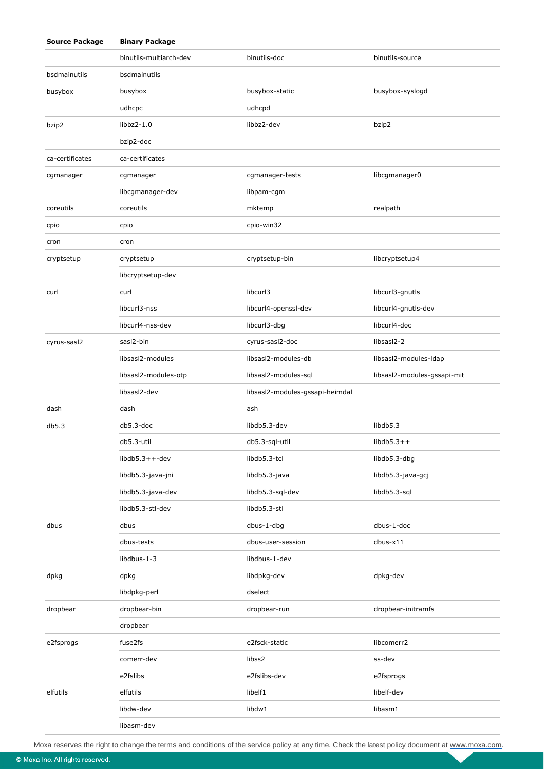| Source Package | Binary Package | | |
|---|---|---|---|
| | binutils-multiarch-dev | binutils-doc | binutils-source |
| bsdmainutils | bsdmainutils | | |
| busybox | busybox | busybox-static | busybox-syslogd |
| | udhcpc | udhcpd | |
| bzip2 | libbz2-1.0 | libbz2-dev | bzip2 |
| | bzip2-doc | | |
| ca-certificates | ca-certificates | | |
| cgmanager | cgmanager | cgmanager-tests | libcgmanager0 |
| | libcgmanager-dev | libpam-cgm | |
| coreutils | coreutils | mktemp | realpath |
| cpio | cpio | cpio-win32 | |
| cron | cron | | |
| cryptsetup | cryptsetup | cryptsetup-bin | libcryptsetup4 |
| | libcryptsetup-dev | | |
| curl | curl | libcurl3 | libcurl3-gnutls |
| | libcurl3-nss | libcurl4-openssl-dev | libcurl4-gnutls-dev |
| | libcurl4-nss-dev | libcurl3-dbg | libcurl4-doc |
| cyrus-sasl2 | sasl2-bin | cyrus-sasl2-doc | libsasl2-2 |
| | libsasl2-modules | libsasl2-modules-db | libsasl2-modules-ldap |
| | libsasl2-modules-otp | libsasl2-modules-sql | libsasl2-modules-gssapi-mit |
| | libsasl2-dev | libsasl2-modules-gssapi-heimdal | |
| dash | dash | ash | |
| db5.3 | db5.3-doc | libdb5.3-dev | libdb5.3 |
| | db5.3-util | db5.3-sql-util | libdb5.3++ |
| | libdb5.3++-dev | libdb5.3-tcl | libdb5.3-dbg |
| | libdb5.3-java-jni | libdb5.3-java | libdb5.3-java-gcj |
| | libdb5.3-java-dev | libdb5.3-sql-dev | libdb5.3-sql |
| | libdb5.3-stl-dev | libdb5.3-stl | |
| dbus | dbus | dbus-1-dbg | dbus-1-doc |
| | dbus-tests | dbus-user-session | dbus-x11 |
| | libdbus-1-3 | libdbus-1-dev | |
| dpkg | dpkg | libdpkg-dev | dpkg-dev |
| | libdpkg-perl | dselect | |
| dropbear | dropbear-bin | dropbear-run | dropbear-initramfs |
| | dropbear | | |
| e2fsprogs | fuse2fs | e2fsck-static | libcomerr2 |
| | comerr-dev | libss2 | ss-dev |
| | e2fslibs | e2fslibs-dev | e2fsprogs |
| elfutils | elfutils | libelf1 | libelf-dev |
| | libdw-dev | libdw1 | libasm1 |
| | libasm-dev | | |

Moxa reserves the right to change the terms and conditions of the service policy at any time. Check the latest policy document at www.moxa.com.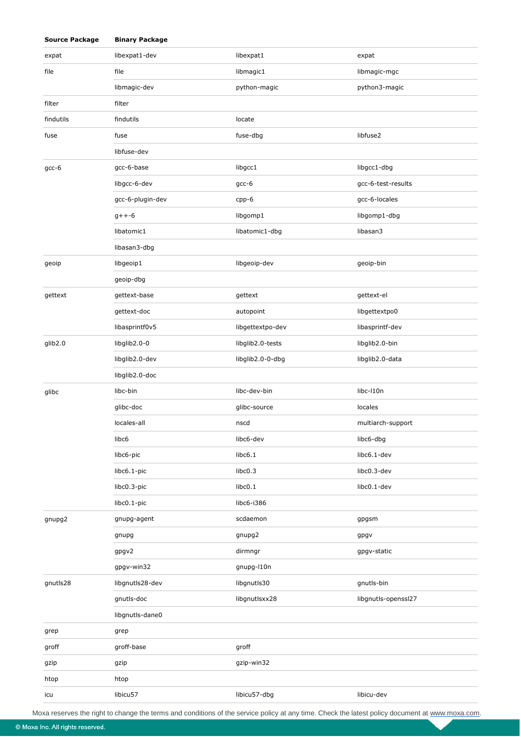| Source Package | Binary Package | | |
|---|---|---|---|
| expat | libexpat1-dev | libexpat1 | expat |
| file | file | libmagic1 | libmagic-mgc |
| | libmagic-dev | python-magic | python3-magic |
| filter | filter | | |
| findutils | findutils | locate | |
| fuse | fuse | fuse-dbg | libfuse2 |
| | libfuse-dev | | |
| gcc-6 | gcc-6-base | libgcc1 | libgcc1-dbg |
| | libgcc-6-dev | gcc-6 | gcc-6-test-results |
| | gcc-6-plugin-dev | cpp-6 | gcc-6-locales |
| | g++-6 | libgomp1 | libgomp1-dbg |
| | libatomic1 | libatomic1-dbg | libasan3 |
| | libasan3-dbg | | |
| geoip | libgeoip1 | libgeoip-dev | geoip-bin |
| | geoip-dbg | | |
| gettext | gettext-base | gettext | gettext-el |
| | gettext-doc | autopoint | libgettextpo0 |
| | libasprintf0v5 | libgettextpo-dev | libasprintf-dev |
| glib2.0 | libglib2.0-0 | libglib2.0-tests | libglib2.0-bin |
| | libglib2.0-dev | libglib2.0-0-dbg | libglib2.0-data |
| | libglib2.0-doc | | |
| glibc | libc-bin | libc-dev-bin | libc-l10n |
| | glibc-doc | glibc-source | locales |
| | locales-all | nscd | multiarch-support |
| | libc6 | libc6-dev | libc6-dbg |
| | libc6-pic | libc6.1 | libc6.1-dev |
| | libc6.1-pic | libc0.3 | libc0.3-dev |
| | libc0.3-pic | libc0.1 | libc0.1-dev |
| | libc0.1-pic | libc6-i386 | |
| gnupg2 | gnupg-agent | scdaemon | gpgsm |
| | gnupg | gnupg2 | gpgv |
| | gpgv2 | dirmngr | gpgv-static |
| | gpgv-win32 | gnupg-l10n | |
| gnutls28 | libgnutls28-dev | libgnutls30 | gnutls-bin |
| | gnutls-doc | libgnutlsxx28 | libgnutls-openssl27 |
| | libgnutls-dane0 | | |
| grep | grep | | |
| groff | groff-base | groff | |
| gzip | gzip | gzip-win32 | |
| htop | htop | | |
| icu | libicu57 | libicu57-dbg | libicu-dev |

Moxa reserves the right to change the terms and conditions of the service policy at any time. Check the latest policy document at www.moxa.com.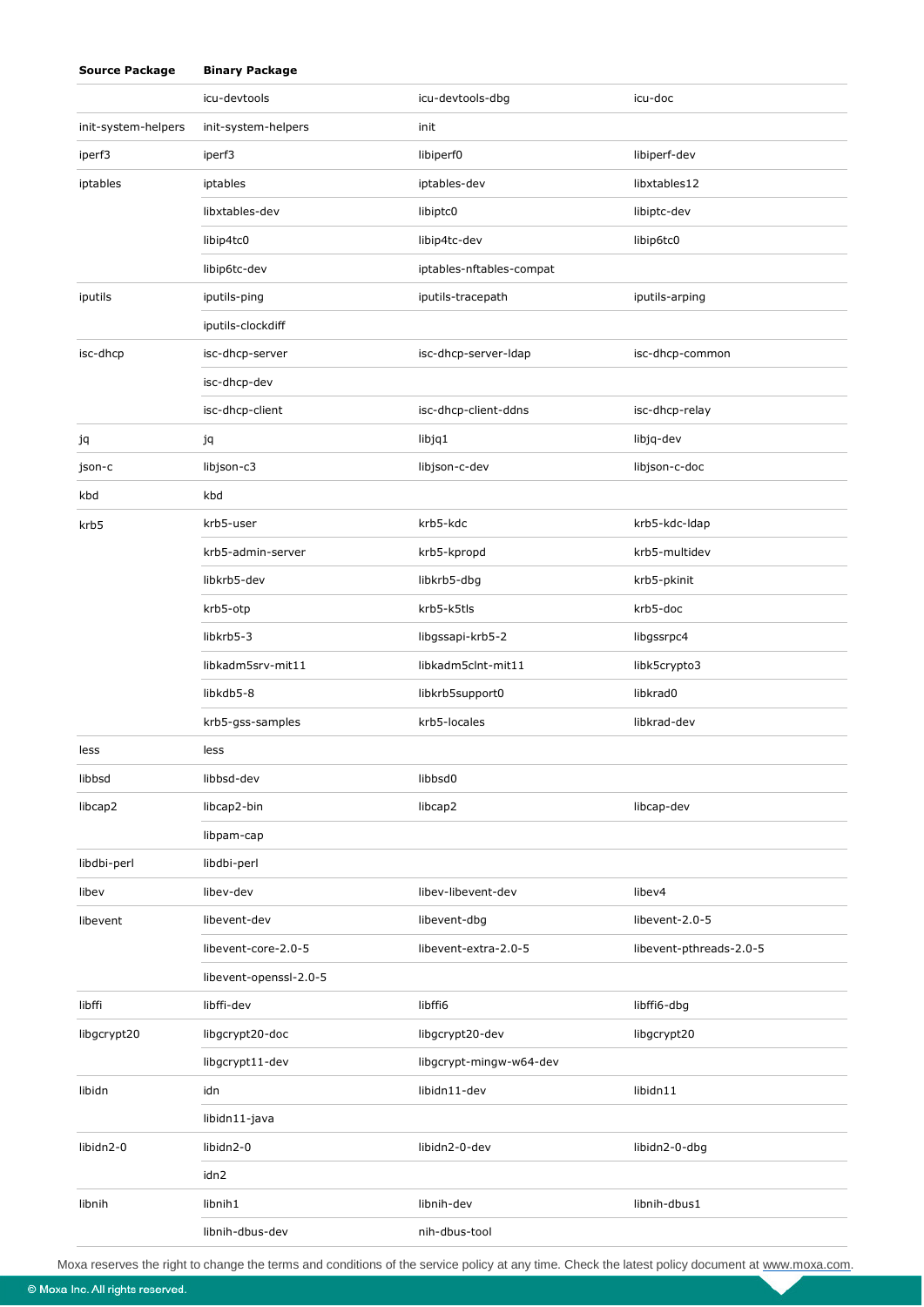| Source Package | Binary Package | | |
|---|---|---|---|
| | icu-devtools | icu-devtools-dbg | icu-doc |
| init-system-helpers | init-system-helpers | init | |
| iperf3 | iperf3 | libiperf0 | libiperf-dev |
| iptables | iptables | iptables-dev | libxtables12 |
| | libxtables-dev | libiptc0 | libiptc-dev |
| | libip4tc0 | libip4tc-dev | libip6tc0 |
| | libip6tc-dev | iptables-nftables-compat | |
| iputils | iputils-ping | iputils-tracepath | iputils-arping |
| | iputils-clockdiff | | |
| isc-dhcp | isc-dhcp-server | isc-dhcp-server-ldap | isc-dhcp-common |
| | isc-dhcp-dev | | |
| | isc-dhcp-client | isc-dhcp-client-ddns | isc-dhcp-relay |
| jq | jq | libjq1 | libjq-dev |
| json-c | libjson-c3 | libjson-c-dev | libjson-c-doc |
| kbd | kbd | | |
| krb5 | krb5-user | krb5-kdc | krb5-kdc-ldap |
| | krb5-admin-server | krb5-kpropd | krb5-multidev |
| | libkrb5-dev | libkrb5-dbg | krb5-pkinit |
| | krb5-otp | krb5-k5tls | krb5-doc |
| | libkrb5-3 | libgssapi-krb5-2 | libgssrpc4 |
| | libkadm5srv-mit11 | libkadm5clnt-mit11 | libk5crypto3 |
| | libkdb5-8 | libkrb5support0 | libkrad0 |
| | krb5-gss-samples | krb5-locales | libkrad-dev |
| less | less | | |
| libbsd | libbsd-dev | libbsd0 | |
| libcap2 | libcap2-bin | libcap2 | libcap-dev |
| | libpam-cap | | |
| libdbi-perl | libdbi-perl | | |
| libev | libev-dev | libev-libevent-dev | libev4 |
| libevent | libevent-dev | libevent-dbg | libevent-2.0-5 |
| | libevent-core-2.0-5 | libevent-extra-2.0-5 | libevent-pthreads-2.0-5 |
| | libevent-openssl-2.0-5 | | |
| libffi | libffi-dev | libffi6 | libffi6-dbg |
| libgcrypt20 | libgcrypt20-doc | libgcrypt20-dev | libgcrypt20 |
| | libgcrypt11-dev | libgcrypt-mingw-w64-dev | |
| libidn | idn | libidn11-dev | libidn11 |
| | libidn11-java | | |
| libidn2-0 | libidn2-0 | libidn2-0-dev | libidn2-0-dbg |
| | idn2 | | |
| libnih | libnih1 | libnih-dev | libnih-dbus1 |
| | libnih-dbus-dev | nih-dbus-tool | |

Moxa reserves the right to change the terms and conditions of the service policy at any time. Check the latest policy document at www.moxa.com.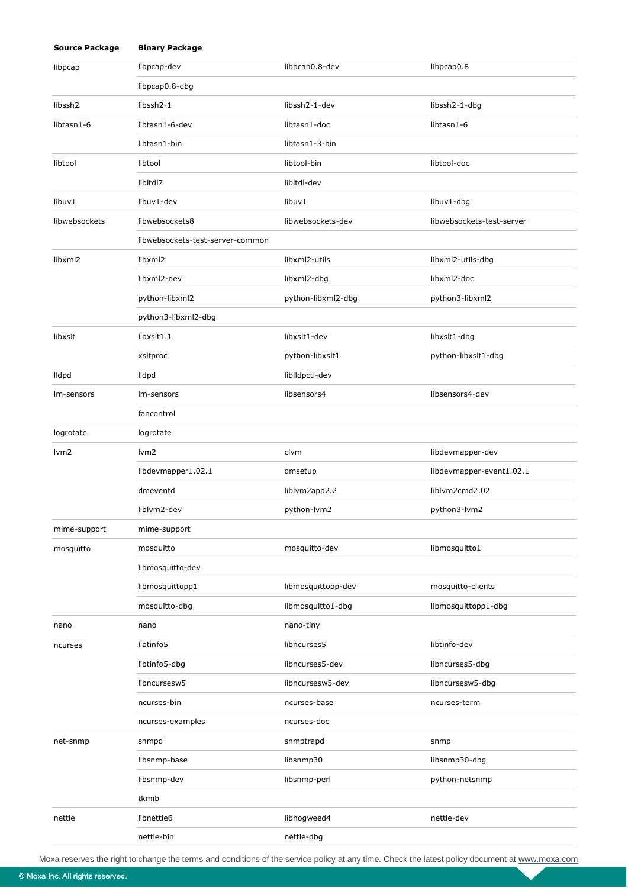| Source Package | Binary Package | | |
|---|---|---|---|
| libpcap | libpcap-dev | libpcap0.8-dev | libpcap0.8 |
| | libpcap0.8-dbg | | |
| libssh2 | libssh2-1 | libssh2-1-dev | libssh2-1-dbg |
| libtasn1-6 | libtasn1-6-dev | libtasn1-doc | libtasn1-6 |
| | libtasn1-bin | libtasn1-3-bin | |
| libtool | libtool | libtool-bin | libtool-doc |
| | libltdl7 | libltdl-dev | |
| libuv1 | libuv1-dev | libuv1 | libuv1-dbg |
| libwebsockets | libwebsockets8 | libwebsockets-dev | libwebsockets-test-server |
| | libwebsockets-test-server-common | | |
| libxml2 | libxml2 | libxml2-utils | libxml2-utils-dbg |
| | libxml2-dev | libxml2-dbg | libxml2-doc |
| | python-libxml2 | python-libxml2-dbg | python3-libxml2 |
| | python3-libxml2-dbg | | |
| libxslt | libxslt1.1 | libxslt1-dev | libxslt1-dbg |
| | xsltproc | python-libxslt1 | python-libxslt1-dbg |
| lldpd | lldpd | liblldpctl-dev | |
| lm-sensors | lm-sensors | libsensors4 | libsensors4-dev |
| | fancontrol | | |
| logrotate | logrotate | | |
| lvm2 | lvm2 | clvm | libdevmapper-dev |
| | libdevmapper1.02.1 | dmsetup | libdevmapper-event1.02.1 |
| | dmeventd | liblvm2app2.2 | liblvm2cmd2.02 |
| | liblvm2-dev | python-lvm2 | python3-lvm2 |
| mime-support | mime-support | | |
| mosquitto | mosquitto | mosquitto-dev | libmosquitto1 |
| | libmosquitto-dev | | |
| | libmosquittopp1 | libmosquittopp-dev | mosquitto-clients |
| | mosquitto-dbg | libmosquitto1-dbg | libmosquittopp1-dbg |
| nano | nano | nano-tiny | |
| ncurses | libtinfo5 | libncurses5 | libtinfo-dev |
| | libtinfo5-dbg | libncurses5-dev | libncurses5-dbg |
| | libncursesw5 | libncursesw5-dev | libncursesw5-dbg |
| | ncurses-bin | ncurses-base | ncurses-term |
| | ncurses-examples | ncurses-doc | |
| net-snmp | snmpd | snmptrapd | snmp |
| | libsnmp-base | libsnmp30 | libsnmp30-dbg |
| | libsnmp-dev | libsnmp-perl | python-netsnmp |
| | tkmib | | |
| nettle | libnettle6 | libhogweed4 | nettle-dev |
| | nettle-bin | nettle-dbg | |

Moxa reserves the right to change the terms and conditions of the service policy at any time. Check the latest policy document at www.moxa.com.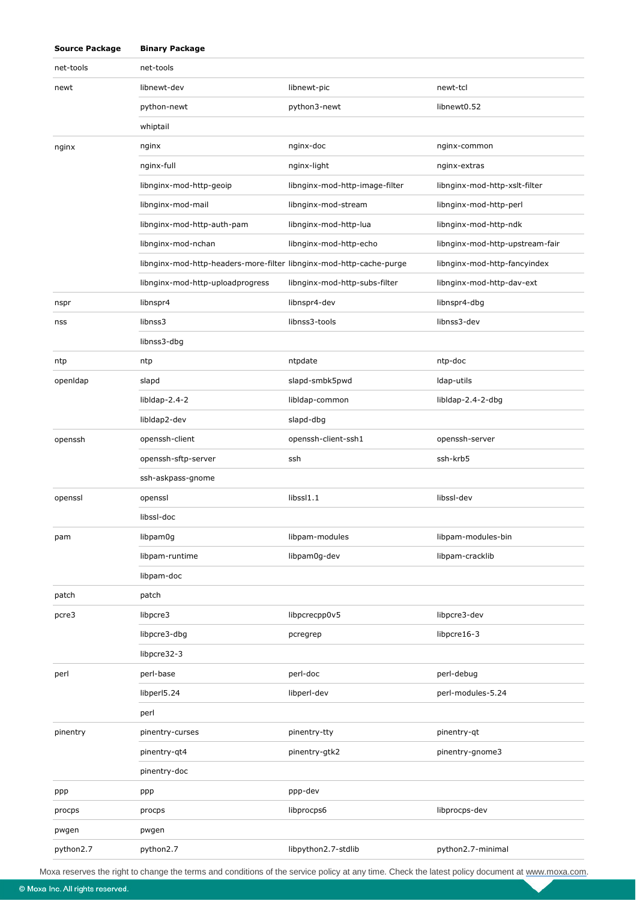| Source Package | Binary Package | | |
|---|---|---|---|
| net-tools | net-tools | | |
| newt | libnewt-dev | libnewt-pic | newt-tcl |
| | python-newt | python3-newt | libnewt0.52 |
| | whiptail | | |
| nginx | nginx | nginx-doc | nginx-common |
| | nginx-full | nginx-light | nginx-extras |
| | libnginx-mod-http-geoip | libnginx-mod-http-image-filter | libnginx-mod-http-xslt-filter |
| | libnginx-mod-mail | libnginx-mod-stream | libnginx-mod-http-perl |
| | libnginx-mod-http-auth-pam | libnginx-mod-http-lua | libnginx-mod-http-ndk |
| | libnginx-mod-nchan | libnginx-mod-http-echo | libnginx-mod-http-upstream-fair |
| | libnginx-mod-http-headers-more-filter | libnginx-mod-http-cache-purge | libnginx-mod-http-fancyindex |
| | libnginx-mod-http-uploadprogress | libnginx-mod-http-subs-filter | libnginx-mod-http-dav-ext |
| nspr | libnspr4 | libnspr4-dev | libnspr4-dbg |
| nss | libnss3 | libnss3-tools | libnss3-dev |
| | libnss3-dbg | | |
| ntp | ntp | ntpdate | ntp-doc |
| openldap | slapd | slapd-smbk5pwd | ldap-utils |
| | libldap-2.4-2 | libldap-common | libldap-2.4-2-dbg |
| | libldap2-dev | slapd-dbg | |
| openssh | openssh-client | openssh-client-ssh1 | openssh-server |
| | openssh-sftp-server | ssh | ssh-krb5 |
| | ssh-askpass-gnome | | |
| openssl | openssl | libssl1.1 | libssl-dev |
| | libssl-doc | | |
| pam | libpam0g | libpam-modules | libpam-modules-bin |
| | libpam-runtime | libpam0g-dev | libpam-cracklib |
| | libpam-doc | | |
| patch | patch | | |
| pcre3 | libpcre3 | libpcrecpp0v5 | libpcre3-dev |
| | libpcre3-dbg | pcregrep | libpcre16-3 |
| | libpcre32-3 | | |
| perl | perl-base | perl-doc | perl-debug |
| | libperl5.24 | libperl-dev | perl-modules-5.24 |
| | perl | | |
| pinentry | pinentry-curses | pinentry-tty | pinentry-qt |
| | pinentry-qt4 | pinentry-gtk2 | pinentry-gnome3 |
| | pinentry-doc | | |
| ppp | ppp | ppp-dev | |
| procps | procps | libprocps6 | libprocps-dev |
| pwgen | pwgen | | |
| python2.7 | python2.7 | libpython2.7-stdlib | python2.7-minimal |

Moxa reserves the right to change the terms and conditions of the service policy at any time. Check the latest policy document at www.moxa.com.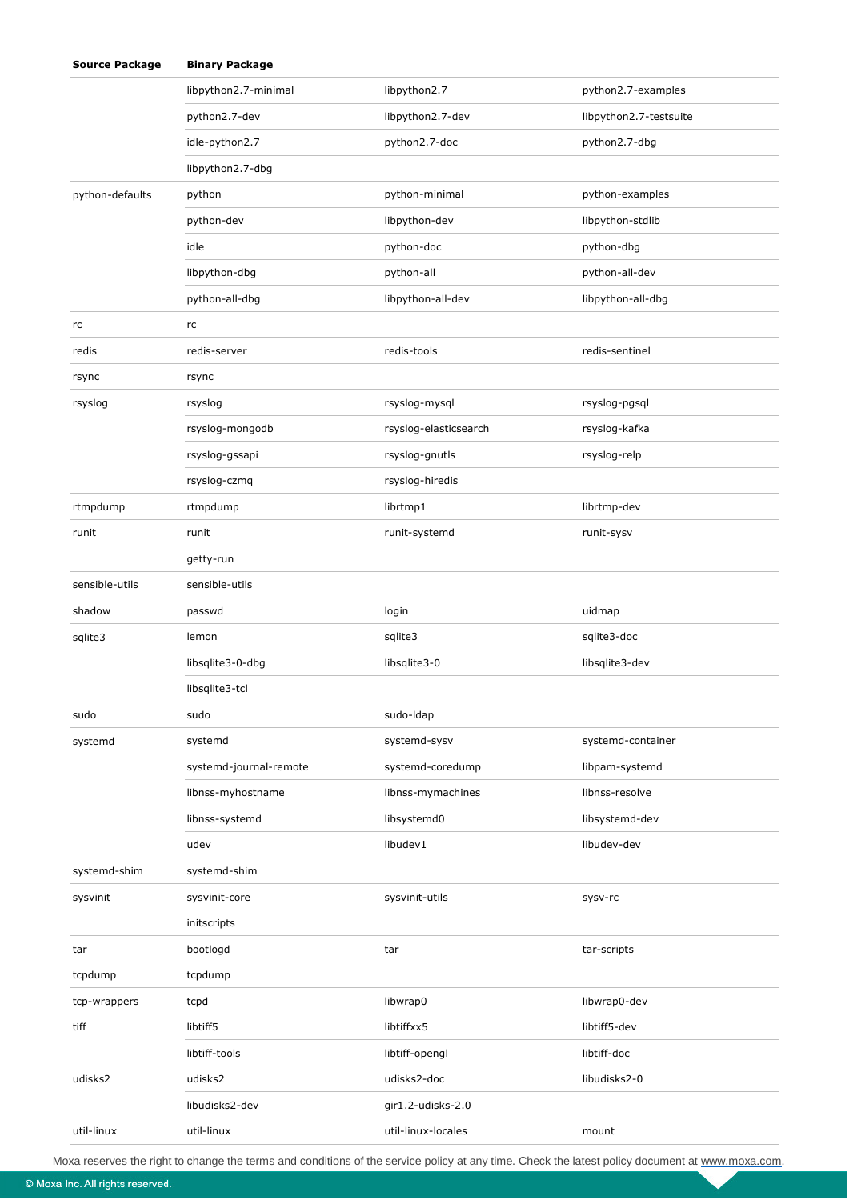| Source Package | Binary Package | | |
|---|---|---|---|
| | libpython2.7-minimal | libpython2.7 | python2.7-examples |
| | python2.7-dev | libpython2.7-dev | libpython2.7-testsuite |
| | idle-python2.7 | python2.7-doc | python2.7-dbg |
| | libpython2.7-dbg | | |
| python-defaults | python | python-minimal | python-examples |
| | python-dev | libpython-dev | libpython-stdlib |
| | idle | python-doc | python-dbg |
| | libpython-dbg | python-all | python-all-dev |
| | python-all-dbg | libpython-all-dev | libpython-all-dbg |
| rc | rc | | |
| redis | redis-server | redis-tools | redis-sentinel |
| rsync | rsync | | |
| rsyslog | rsyslog | rsyslog-mysql | rsyslog-pgsql |
| | rsyslog-mongodb | rsyslog-elasticsearch | rsyslog-kafka |
| | rsyslog-gssapi | rsyslog-gnutls | rsyslog-relp |
| | rsyslog-czmq | rsyslog-hiredis | |
| rtmpdump | rtmpdump | librtmp1 | librtmp-dev |
| runit | runit | runit-systemd | runit-sysv |
| | getty-run | | |
| sensible-utils | sensible-utils | | |
| shadow | passwd | login | uidmap |
| sqlite3 | lemon | sqlite3 | sqlite3-doc |
| | libsqlite3-0-dbg | libsqlite3-0 | libsqlite3-dev |
| | libsqlite3-tcl | | |
| sudo | sudo | sudo-ldap | |
| systemd | systemd | systemd-sysv | systemd-container |
| | systemd-journal-remote | systemd-coredump | libpam-systemd |
| | libnss-myhostname | libnss-mymachines | libnss-resolve |
| | libnss-systemd | libsystemd0 | libsystemd-dev |
| | udev | libudev1 | libudev-dev |
| systemd-shim | systemd-shim | | |
| sysvinit | sysvinit-core | sysvinit-utils | sysv-rc |
| | initscripts | | |
| tar | bootlogd | tar | tar-scripts |
| tcpdump | tcpdump | | |
| tcp-wrappers | tcpd | libwrap0 | libwrap0-dev |
| tiff | libtiff5 | libtiffxx5 | libtiff5-dev |
| | libtiff-tools | libtiff-opengl | libtiff-doc |
| udisks2 | udisks2 | udisks2-doc | libudisks2-0 |
| | libudisks2-dev | gir1.2-udisks-2.0 | |
| util-linux | util-linux | util-linux-locales | mount |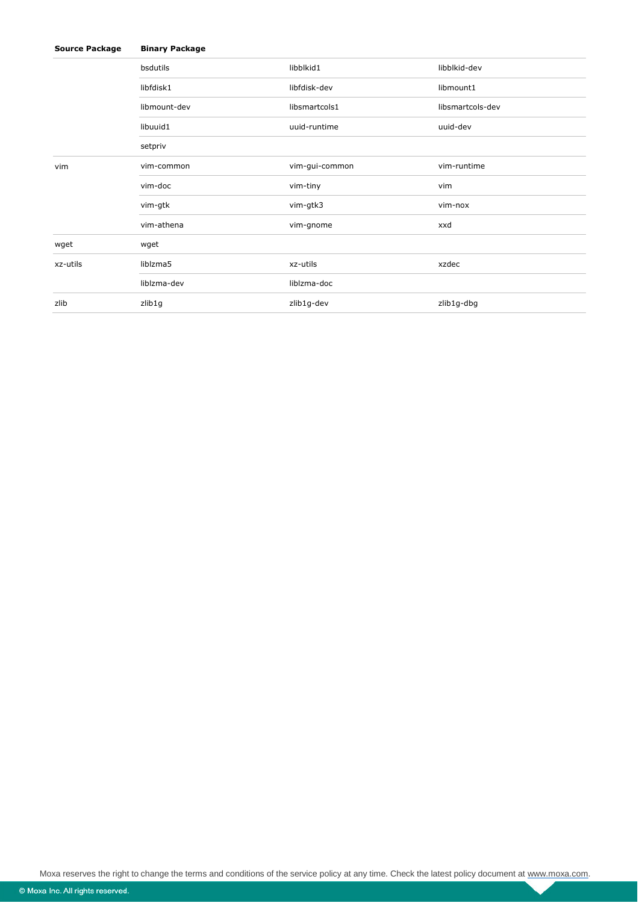| Source Package | Binary Package | | |
|---|---|---|---|
| | bsdutils | libblkid1 | libblkid-dev |
| | libfdisk1 | libfdisk-dev | libmount1 |
| | libmount-dev | libsmartcols1 | libsmartcols-dev |
| | libuuid1 | uuid-runtime | uuid-dev |
| | setpriv | | |
| vim | vim-common | vim-gui-common | vim-runtime |
| | vim-doc | vim-tiny | vim |
| | vim-gtk | vim-gtk3 | vim-nox |
| | vim-athena | vim-gnome | xxd |
| wget | wget | | |
| xz-utils | liblzma5 | xz-utils | xzdec |
| | liblzma-dev | liblzma-doc | |
| zlib | zlib1g | zlib1g-dev | zlib1g-dbg |

Moxa reserves the right to change the terms and conditions of the service policy at any time. Check the latest policy document at www.moxa.com.

© Moxa Inc. All rights reserved.